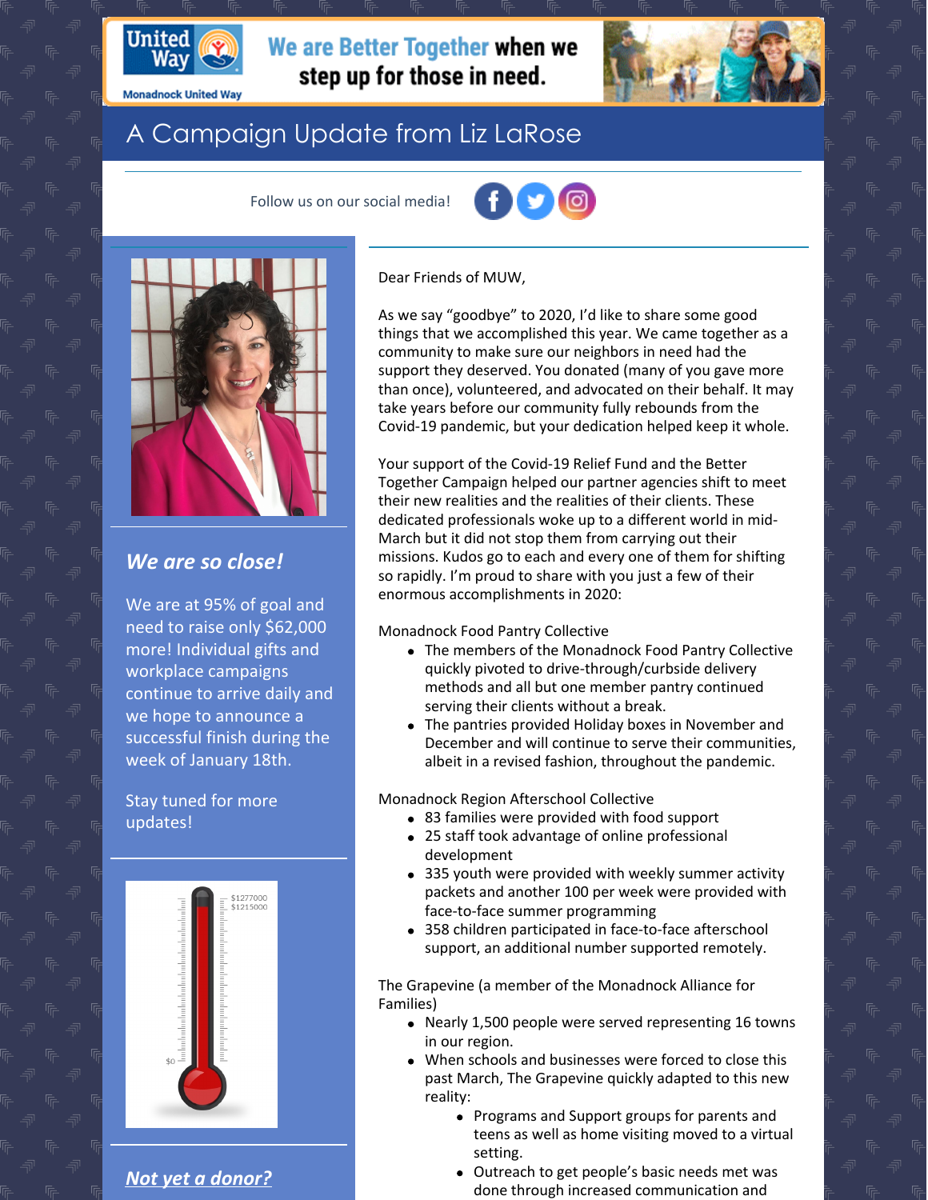We are Better Together when we step up for those in need.

Monadnock United Way

# A Campaign Update from Liz LaRose

Follow us on our social media!

## *We are so close!*

We are at 95% of goal and need to raise only $62,000 more! Individual gifts and workplace campaigns continue to arrive daily and we hope to announce a successful finish during the week of January 18th.

Stay tuned for more updates!

$1277000
$1215000
$0

## *Not yet a donor?*

Dear Friends of MUW,

As we say "goodbye" to 2020, I'd like to share some good things that we accomplished this year. We came together as a community to make sure our neighbors in need had the support they deserved. You donated (many of you gave more than once), volunteered, and advocated on their behalf. It may take years before our community fully rebounds from the Covid-19 pandemic, but your dedication helped keep it whole.

Your support of the Covid-19 Relief Fund and the Better Together Campaign helped our partner agencies shift to meet their new realities and the realities of their clients. These dedicated professionals woke up to a different world in mid-March but it did not stop them from carrying out their missions. Kudos go to each and every one of them for shifting so rapidly. I'm proud to share with you just a few of their enormous accomplishments in 2020:

Monadnock Food Pantry Collective

- The members of the Monadnock Food Pantry Collective quickly pivoted to drive-through/curbside delivery methods and all but one member pantry continued serving their clients without a break.
- The pantries provided Holiday boxes in November and December and will continue to serve their communities, albeit in a revised fashion, throughout the pandemic.

Monadnock Region Afterschool Collective

- 83 families were provided with food support
- 25 staff took advantage of online professional development
- 335 youth were provided with weekly summer activity packets and another 100 per week were provided with face-to-face summer programming
- 358 children participated in face-to-face afterschool support, an additional number supported remotely.

The Grapevine (a member of the Monadnock Alliance for Families)

- Nearly 1,500 people were served representing 16 towns in our region.
- When schools and businesses were forced to close this past March, The Grapevine quickly adapted to this new reality:
  - Programs and Support groups for parents and teens as well as home visiting moved to a virtual setting.
  - Outreach to get people's basic needs met was done through increased communication and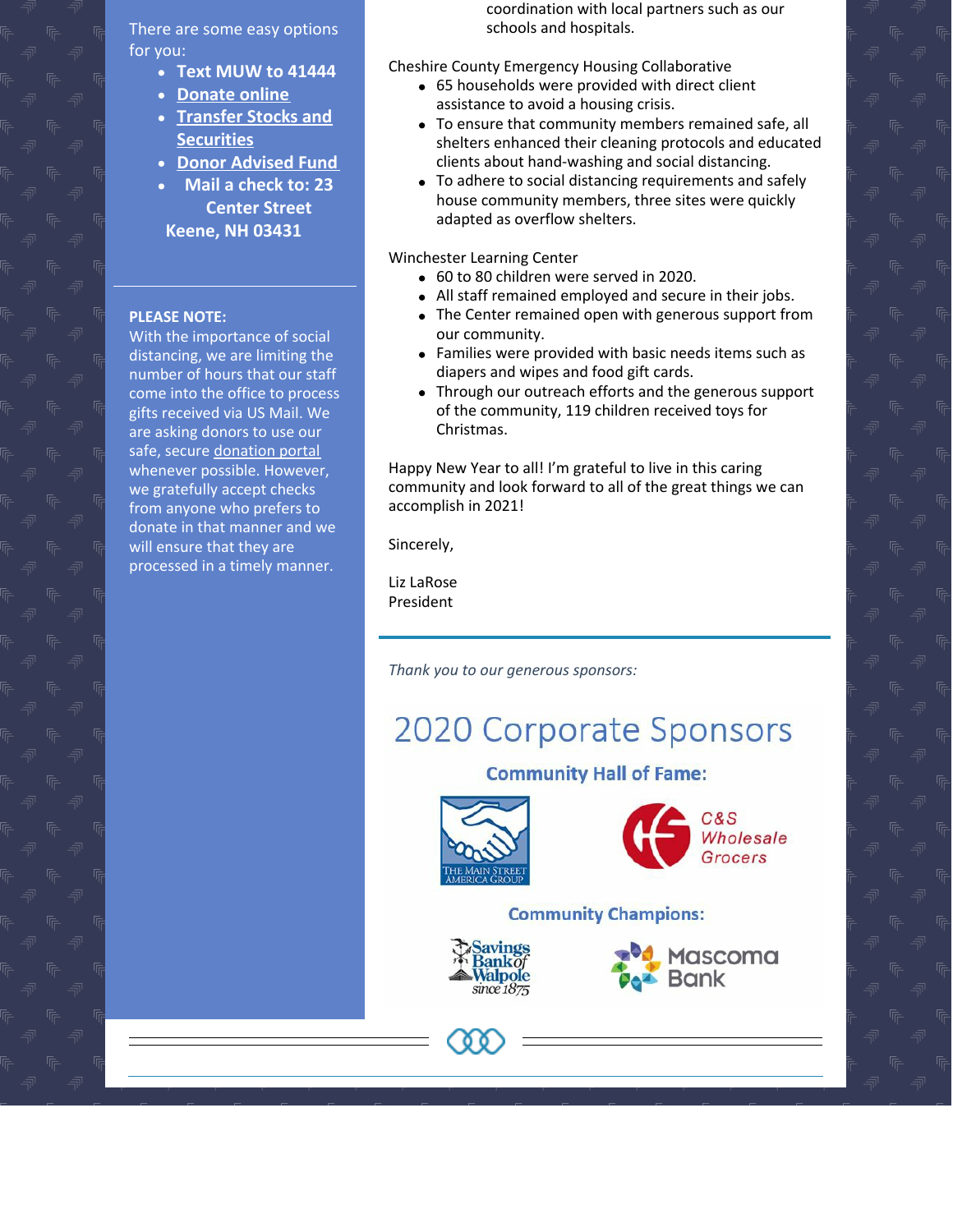There are some easy options for you:

- **Text MUW to 41444**
- **Donate online**
- **Transfer Stocks and Securities**
- **Donor Advised Fund**
- **Mail a check to: 23 Center Street Keene, NH 03431**

**PLEASE NOTE:**
With the importance of social distancing, we are limiting the number of hours that our staff come into the office to process gifts received via US Mail. We are asking donors to use our safe, secure donation portal whenever possible. However, we gratefully accept checks from anyone who prefers to donate in that manner and we will ensure that they are processed in a timely manner.

coordination with local partners such as our schools and hospitals.

Cheshire County Emergency Housing Collaborative

- 65 households were provided with direct client assistance to avoid a housing crisis.
- To ensure that community members remained safe, all shelters enhanced their cleaning protocols and educated clients about hand-washing and social distancing.
- To adhere to social distancing requirements and safely house community members, three sites were quickly adapted as overflow shelters.

Winchester Learning Center

- 60 to 80 children were served in 2020.
- All staff remained employed and secure in their jobs.
- The Center remained open with generous support from our community.
- Families were provided with basic needs items such as diapers and wipes and food gift cards.
- Through our outreach efforts and the generous support of the community, 119 children received toys for Christmas.

Happy New Year to all! I'm grateful to live in this caring community and look forward to all of the great things we can accomplish in 2021!

Sincerely,

Liz LaRose
President

*Thank you to our generous sponsors:*

## 2020 Corporate Sponsors

**Community Hall of Fame:**

The Main Street America Group

C&S Wholesale Grocers

**Community Champions:**

Savings Bank of Walpole since 1875

Mascoma Bank